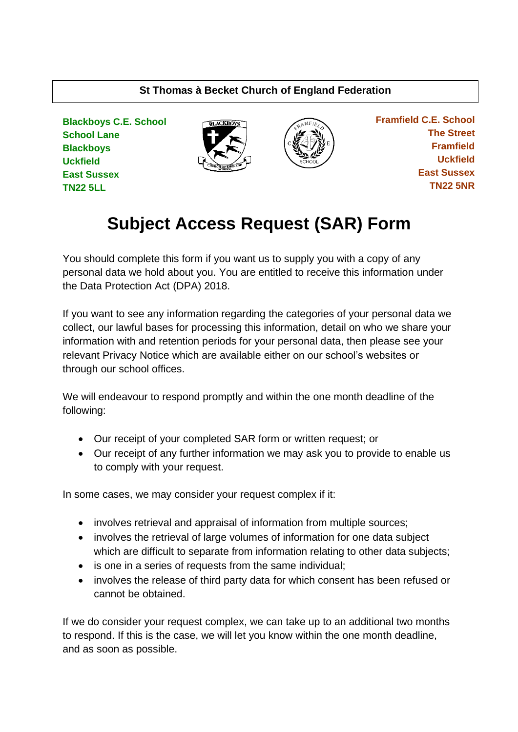**St Thomas à Becket Church of England Federation**

**Blackboys C.E. School**
**School Lane**
**Blackboys**
**Uckfield**
**East Sussex**
**TN22 5LL**

**Framfield C.E. School**
**The Street**
**Framfield**
**Uckfield**
**East Sussex**
**TN22 5NR**

# Subject Access Request (SAR) Form

You should complete this form if you want us to supply you with a copy of any personal data we hold about you. You are entitled to receive this information under the Data Protection Act (DPA) 2018.

If you want to see any information regarding the categories of your personal data we collect, our lawful bases for processing this information, detail on who we share your information with and retention periods for your personal data, then please see your relevant Privacy Notice which are available either on our school's websites or through our school offices.

We will endeavour to respond promptly and within the one month deadline of the following:

- Our receipt of your completed SAR form or written request; or
- Our receipt of any further information we may ask you to provide to enable us to comply with your request.

In some cases, we may consider your request complex if it:

- involves retrieval and appraisal of information from multiple sources;
- involves the retrieval of large volumes of information for one data subject which are difficult to separate from information relating to other data subjects;
- is one in a series of requests from the same individual;
- involves the release of third party data for which consent has been refused or cannot be obtained.

If we do consider your request complex, we can take up to an additional two months to respond. If this is the case, we will let you know within the one month deadline, and as soon as possible.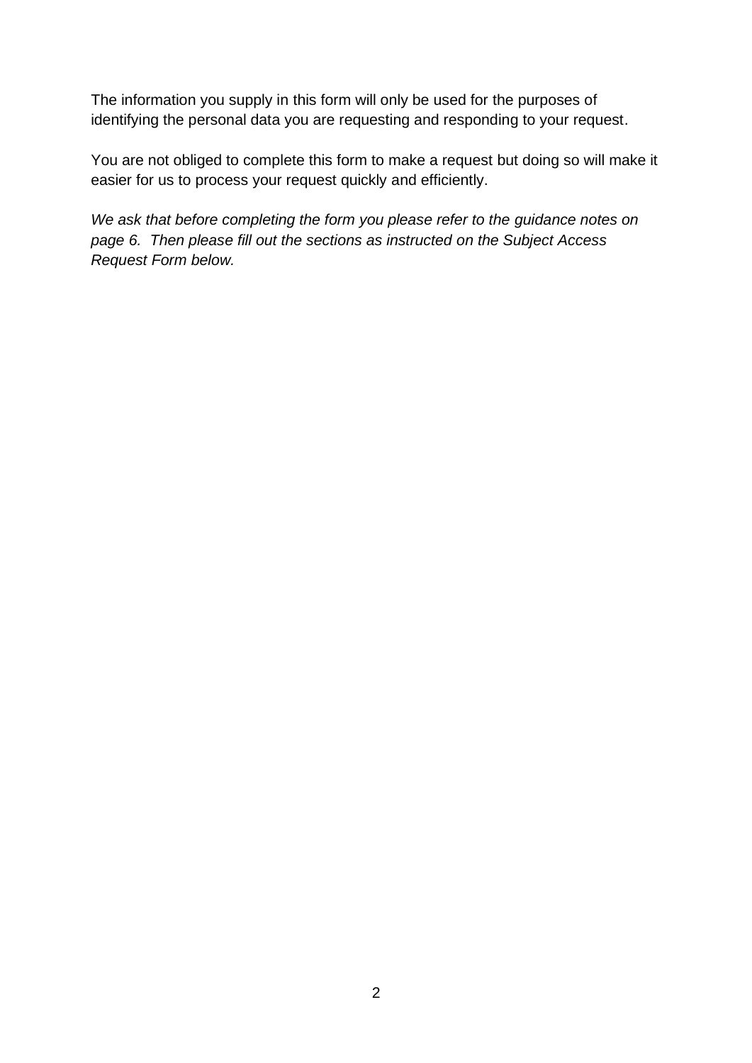The information you supply in this form will only be used for the purposes of identifying the personal data you are requesting and responding to your request.

You are not obliged to complete this form to make a request but doing so will make it easier for us to process your request quickly and efficiently.

*We ask that before completing the form you please refer to the guidance notes on page 6. Then please fill out the sections as instructed on the Subject Access Request Form below.*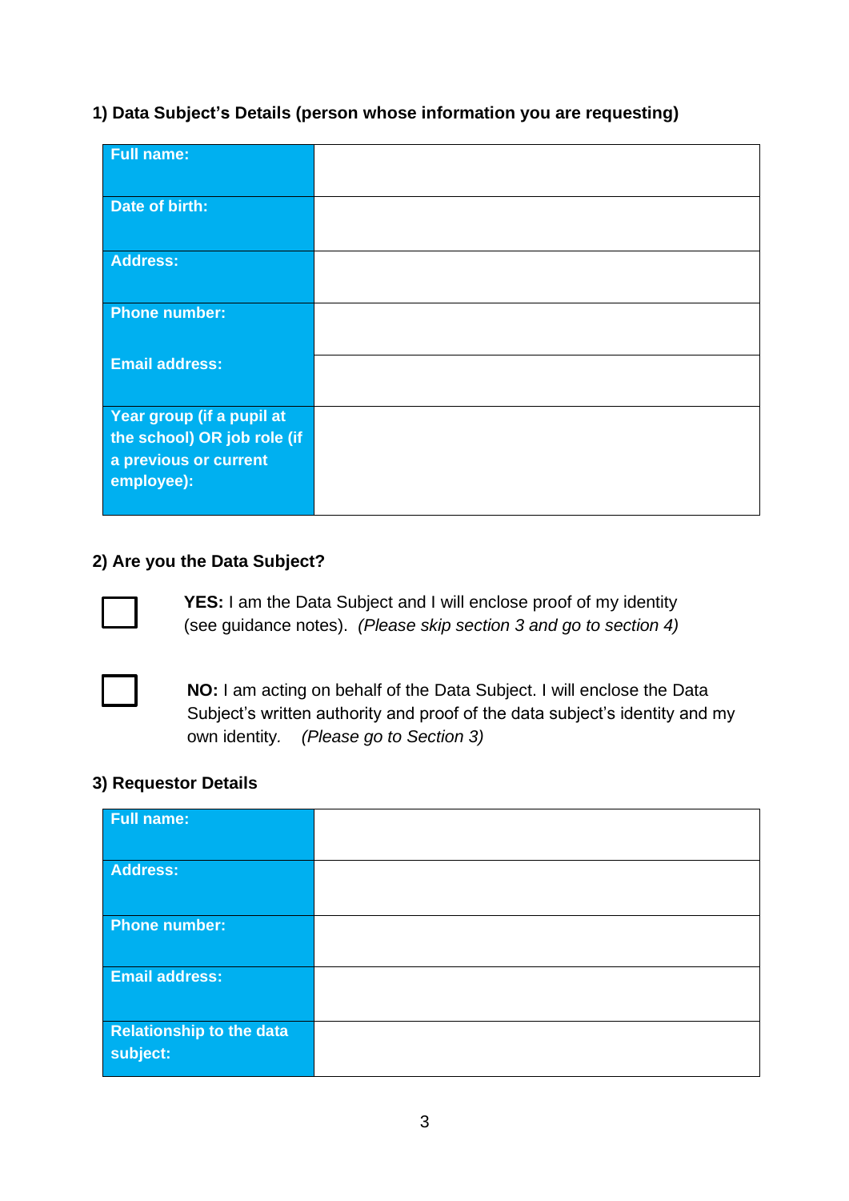### 1) Data Subject's Details (person whose information you are requesting)

| | |
|---|---|
| **Full name:** | |
| **Date of birth:** | |
| **Address:** | |
| **Phone number:** | |
| **Email address:** | |
| **Year group (if a pupil at the school) OR job role (if a previous or current employee):** | |

### 2) Are you the Data Subject?

☐ **YES:** I am the Data Subject and I will enclose proof of my identity (see guidance notes). *(Please skip section 3 and go to section 4)*

☐ **NO:** I am acting on behalf of the Data Subject. I will enclose the Data Subject's written authority and proof of the data subject's identity and my own identity. *(Please go to Section 3)*

### 3) Requestor Details

| | |
|---|---|
| **Full name:** | |
| **Address:** | |
| **Phone number:** | |
| **Email address:** | |
| **Relationship to the data subject:** | |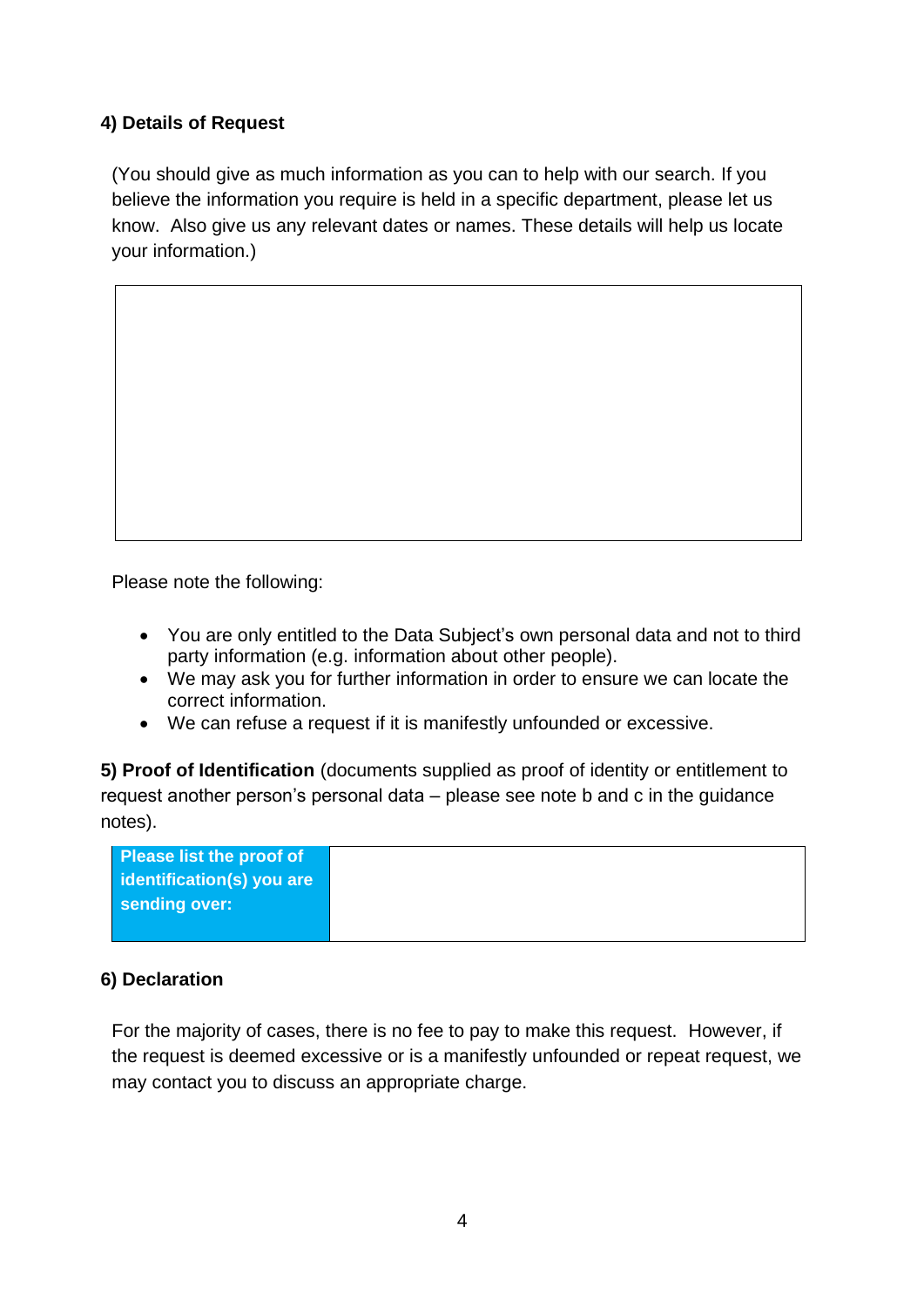#### 4) Details of Request

(You should give as much information as you can to help with our search. If you believe the information you require is held in a specific department, please let us know. Also give us any relevant dates or names. These details will help us locate your information.)

| |
|---|
| |

Please note the following:

- You are only entitled to the Data Subject's own personal data and not to third party information (e.g. information about other people).
- We may ask you for further information in order to ensure we can locate the correct information.
- We can refuse a request if it is manifestly unfounded or excessive.

**5) Proof of Identification** (documents supplied as proof of identity or entitlement to request another person's personal data – please see note b and c in the guidance notes).

| **Please list the proof of identification(s) you are sending over:** | |
|---|---|

#### 6) Declaration

For the majority of cases, there is no fee to pay to make this request. However, if the request is deemed excessive or is a manifestly unfounded or repeat request, we may contact you to discuss an appropriate charge.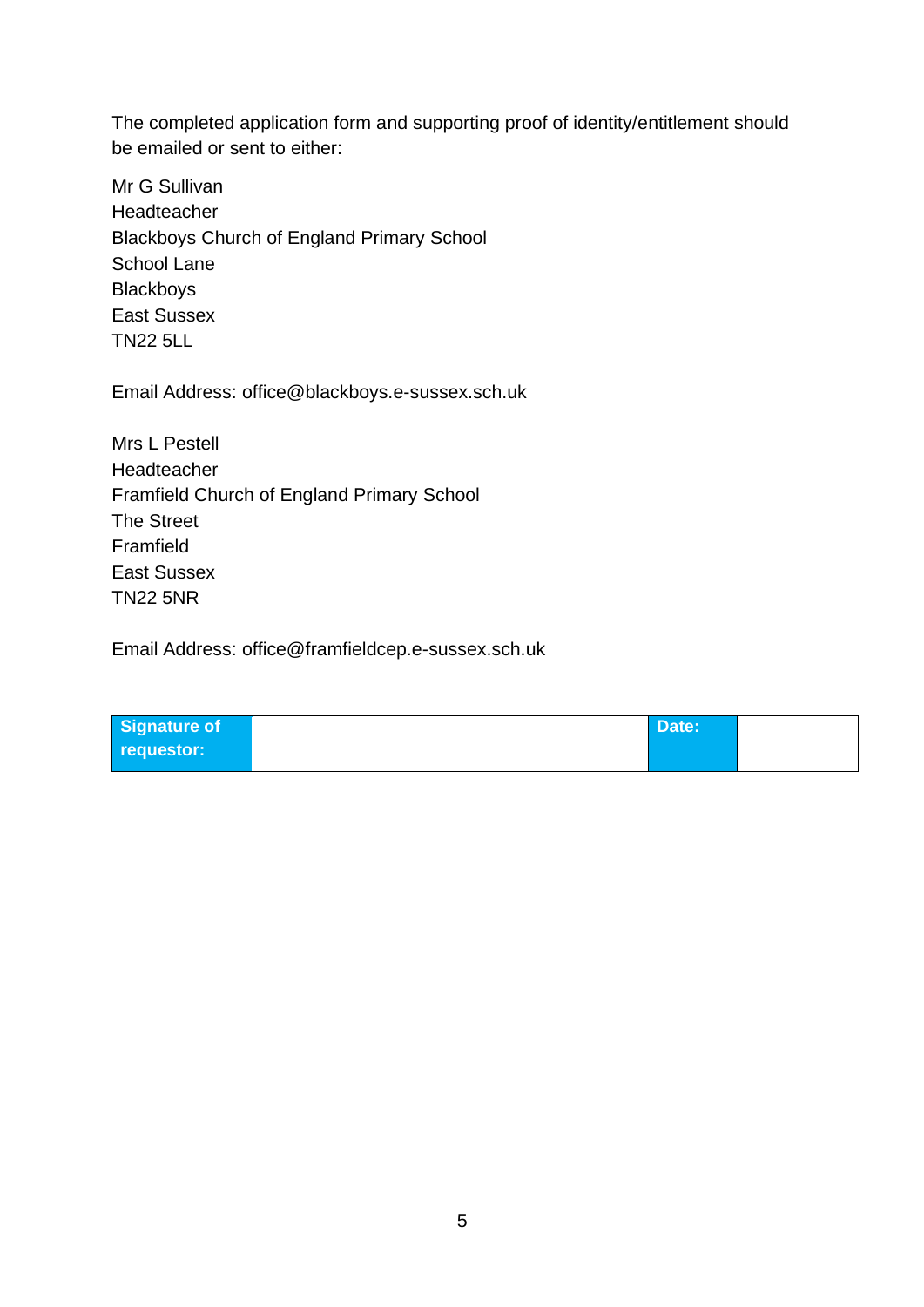The completed application form and supporting proof of identity/entitlement should be emailed or sent to either:

Mr G Sullivan
Headteacher
Blackboys Church of England Primary School
School Lane
Blackboys
East Sussex
TN22 5LL

Email Address: office@blackboys.e-sussex.sch.uk

Mrs L Pestell
Headteacher
Framfield Church of England Primary School
The Street
Framfield
East Sussex
TN22 5NR

Email Address: office@framfieldcep.e-sussex.sch.uk

| **Signature of requestor:** | | **Date:** | |
|---|---|---|---|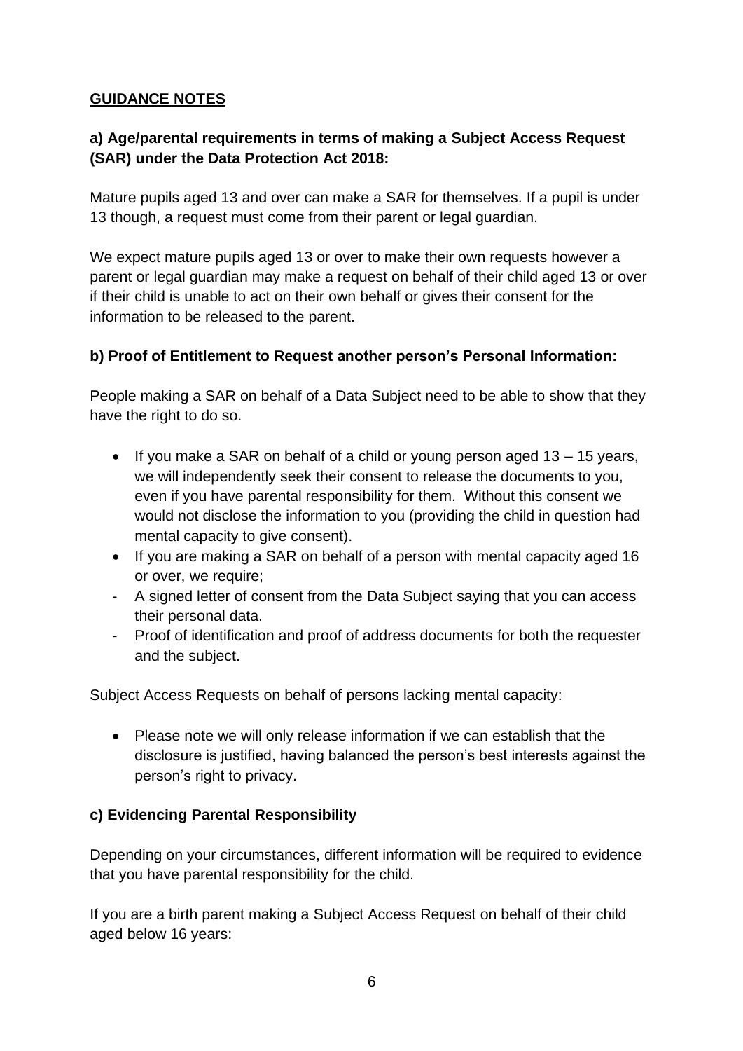## GUIDANCE NOTES

### a) Age/parental requirements in terms of making a Subject Access Request (SAR) under the Data Protection Act 2018:

Mature pupils aged 13 and over can make a SAR for themselves. If a pupil is under 13 though, a request must come from their parent or legal guardian.

We expect mature pupils aged 13 or over to make their own requests however a parent or legal guardian may make a request on behalf of their child aged 13 or over if their child is unable to act on their own behalf or gives their consent for the information to be released to the parent.

### b) Proof of Entitlement to Request another person's Personal Information:

People making a SAR on behalf of a Data Subject need to be able to show that they have the right to do so.

- If you make a SAR on behalf of a child or young person aged 13 – 15 years, we will independently seek their consent to release the documents to you, even if you have parental responsibility for them. Without this consent we would not disclose the information to you (providing the child in question had mental capacity to give consent).
- If you are making a SAR on behalf of a person with mental capacity aged 16 or over, we require;
  - A signed letter of consent from the Data Subject saying that you can access their personal data.
  - Proof of identification and proof of address documents for both the requester and the subject.

Subject Access Requests on behalf of persons lacking mental capacity:

- Please note we will only release information if we can establish that the disclosure is justified, having balanced the person's best interests against the person's right to privacy.

### c) Evidencing Parental Responsibility

Depending on your circumstances, different information will be required to evidence that you have parental responsibility for the child.

If you are a birth parent making a Subject Access Request on behalf of their child aged below 16 years: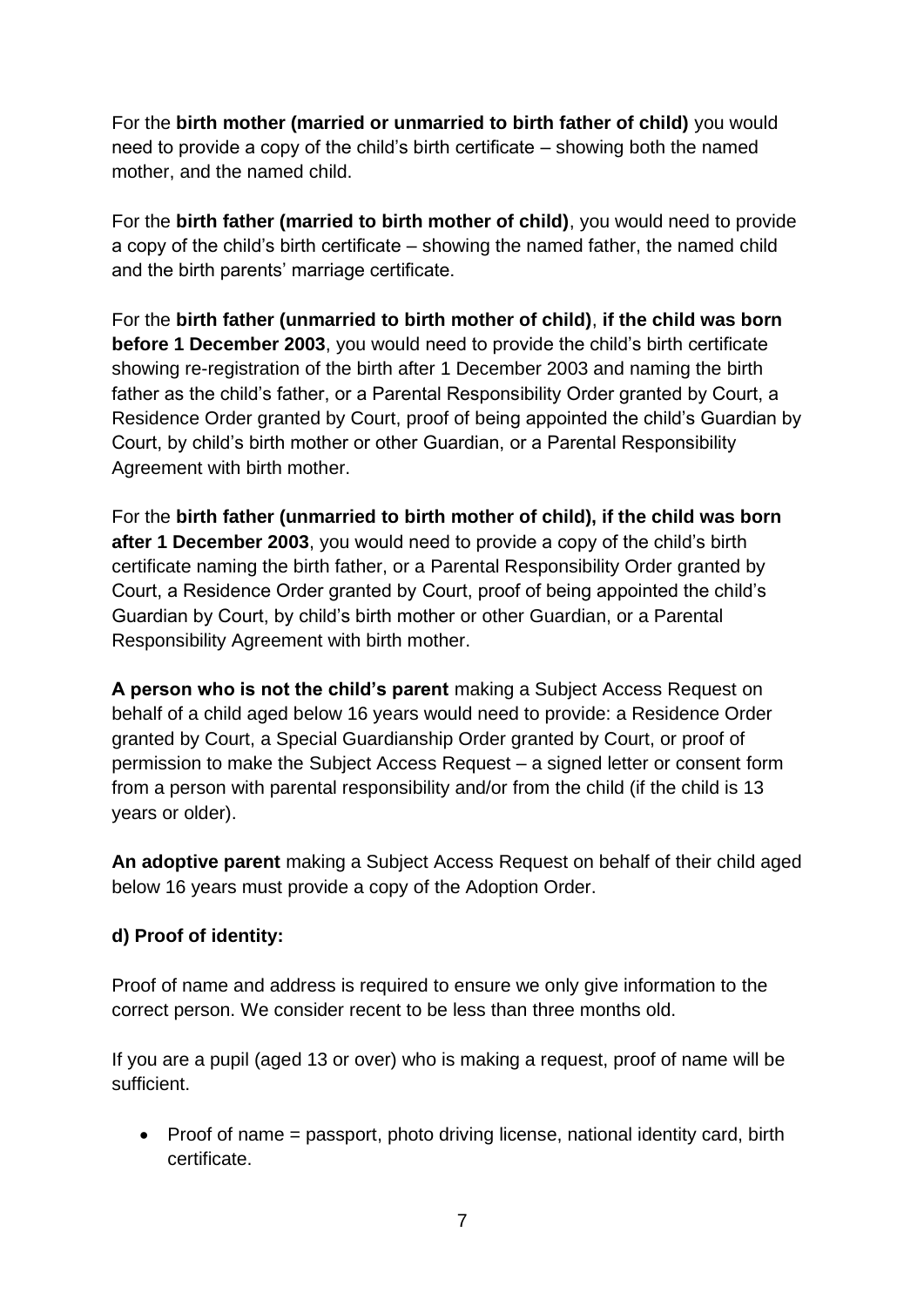For the **birth mother (married or unmarried to birth father of child)** you would need to provide a copy of the child's birth certificate – showing both the named mother, and the named child.

For the **birth father (married to birth mother of child)**, you would need to provide a copy of the child's birth certificate – showing the named father, the named child and the birth parents' marriage certificate.

For the **birth father (unmarried to birth mother of child)**, **if the child was born before 1 December 2003**, you would need to provide the child's birth certificate showing re-registration of the birth after 1 December 2003 and naming the birth father as the child's father, or a Parental Responsibility Order granted by Court, a Residence Order granted by Court, proof of being appointed the child's Guardian by Court, by child's birth mother or other Guardian, or a Parental Responsibility Agreement with birth mother.

For the **birth father (unmarried to birth mother of child), if the child was born after 1 December 2003**, you would need to provide a copy of the child's birth certificate naming the birth father, or a Parental Responsibility Order granted by Court, a Residence Order granted by Court, proof of being appointed the child's Guardian by Court, by child's birth mother or other Guardian, or a Parental Responsibility Agreement with birth mother.

**A person who is not the child's parent** making a Subject Access Request on behalf of a child aged below 16 years would need to provide: a Residence Order granted by Court, a Special Guardianship Order granted by Court, or proof of permission to make the Subject Access Request – a signed letter or consent form from a person with parental responsibility and/or from the child (if the child is 13 years or older).

**An adoptive parent** making a Subject Access Request on behalf of their child aged below 16 years must provide a copy of the Adoption Order.

**d) Proof of identity:**

Proof of name and address is required to ensure we only give information to the correct person. We consider recent to be less than three months old.

If you are a pupil (aged 13 or over) who is making a request, proof of name will be sufficient.

- Proof of name = passport, photo driving license, national identity card, birth certificate.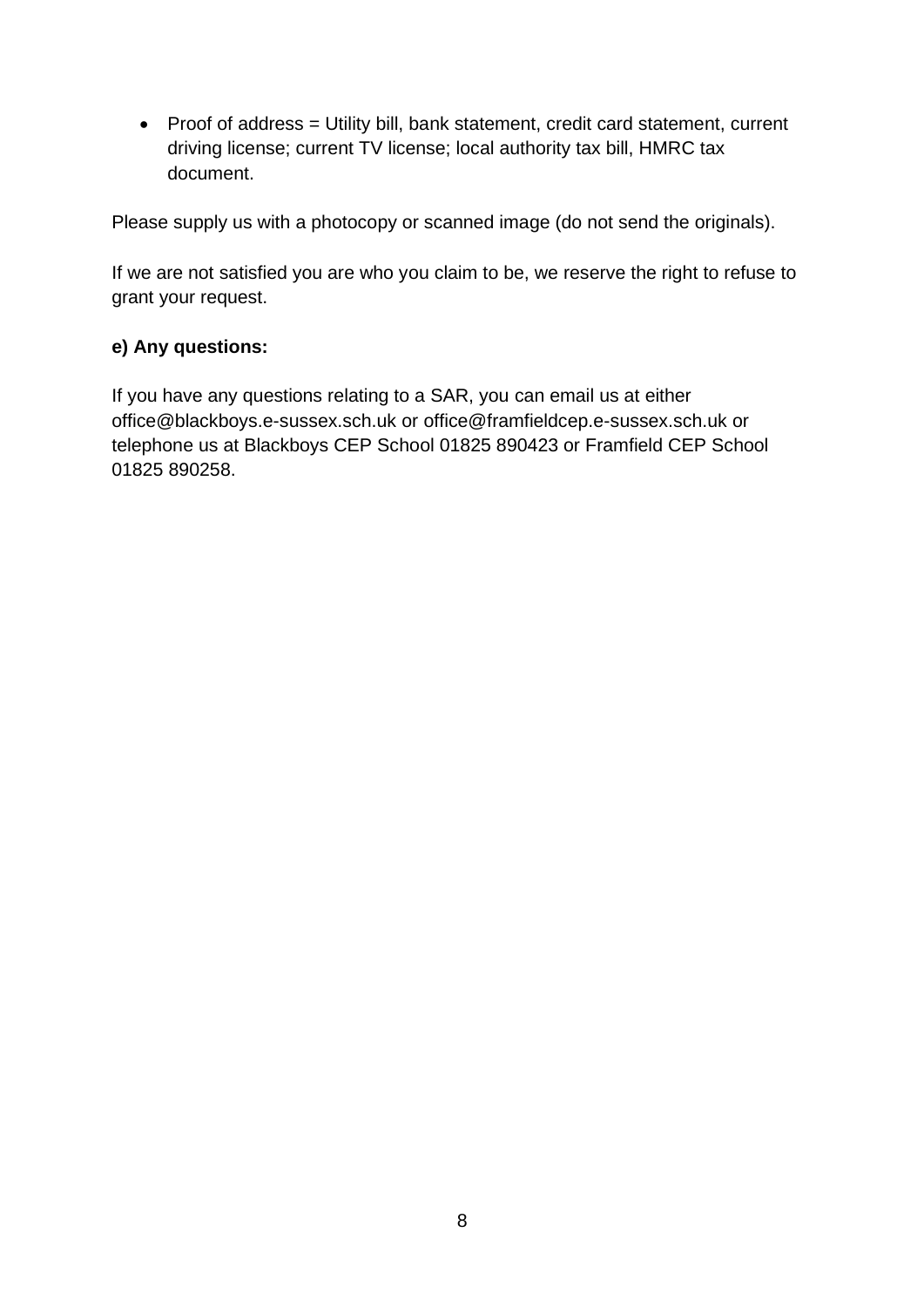- Proof of address = Utility bill, bank statement, credit card statement, current driving license; current TV license; local authority tax bill, HMRC tax document.

Please supply us with a photocopy or scanned image (do not send the originals).

If we are not satisfied you are who you claim to be, we reserve the right to refuse to grant your request.

**e) Any questions:**

If you have any questions relating to a SAR, you can email us at either office@blackboys.e-sussex.sch.uk or office@framfieldcep.e-sussex.sch.uk or telephone us at Blackboys CEP School 01825 890423 or Framfield CEP School 01825 890258.